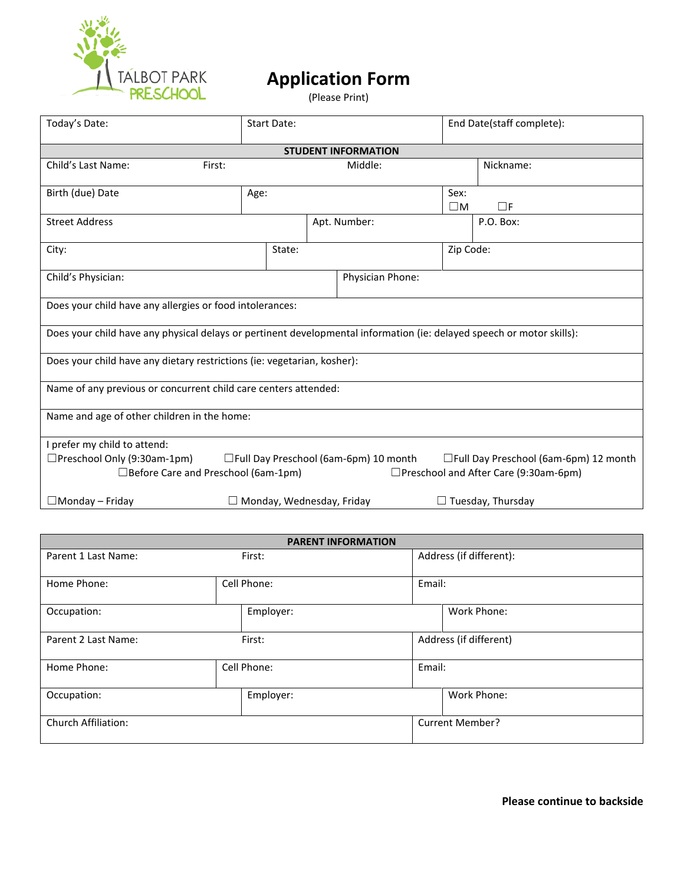TALBOT PARK PRESCHOOL

# Application Form

(Please Print)

| Today's Date: | Start Date: | End Date(staff complete): |
|---|---|---|

**STUDENT INFORMATION**

| Child's Last Name: | First: | Middle: | Nickname: |
|---|---|---|---|

| Birth (due) Date | Age: | Sex: ☐M ☐F |
|---|---|---|

| Street Address | Apt. Number: | P.O. Box: |
|---|---|---|

| City: | State: | Zip Code: |
|---|---|---|

| Child's Physician: | Physician Phone: |
|---|---|

Does your child have any allergies or food intolerances:

Does your child have any physical delays or pertinent developmental information (ie: delayed speech or motor skills):

Does your child have any dietary restrictions (ie: vegetarian, kosher):

Name of any previous or concurrent child care centers attended:

Name and age of other children in the home:

I prefer my child to attend:

☐Preschool Only (9:30am-1pm) ☐Full Day Preschool (6am-6pm) 10 month ☐Full Day Preschool (6am-6pm) 12 month

☐Before Care and Preschool (6am-1pm) ☐Preschool and After Care (9:30am-6pm)

☐Monday – Friday ☐ Monday, Wednesday, Friday ☐ Tuesday, Thursday

**PARENT INFORMATION**

| Parent 1 Last Name: | First: | Address (if different): |
|---|---|---|
| Home Phone: | Cell Phone: | Email: |
| Occupation: | Employer: | Work Phone: |
| Parent 2 Last Name: | First: | Address (if different) |
| Home Phone: | Cell Phone: | Email: |
| Occupation: | Employer: | Work Phone: |
| Church Affiliation: | | Current Member? |

**Please continue to backside**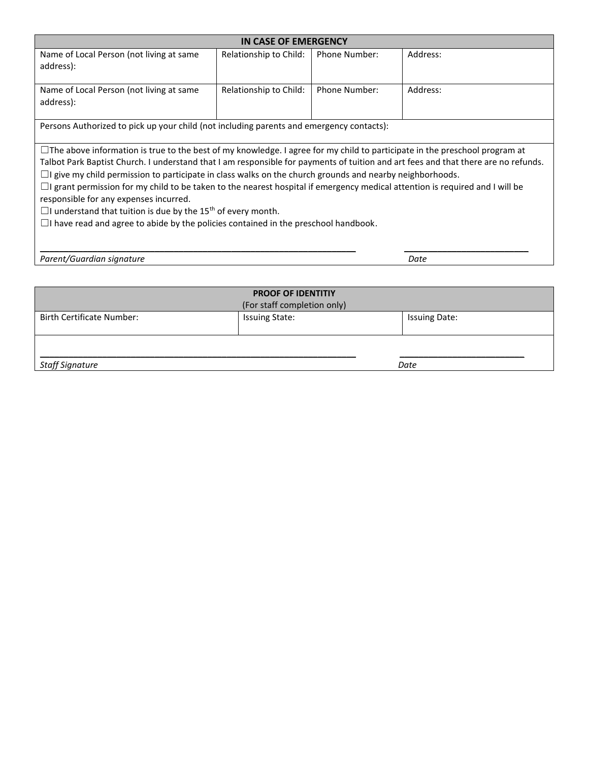| IN CASE OF EMERGENCY | | | |
|---|---|---|---|
| Name of Local Person (not living at same address): | Relationship to Child: | Phone Number: | Address: |
| Name of Local Person (not living at same address): | Relationship to Child: | Phone Number: | Address: |
| Persons Authorized to pick up your child (not including parents and emergency contacts): | | | |

☐The above information is true to the best of my knowledge. I agree for my child to participate in the preschool program at Talbot Park Baptist Church. I understand that I am responsible for payments of tuition and art fees and that there are no refunds.
☐I give my child permission to participate in class walks on the church grounds and nearby neighborhoods.
☐I grant permission for my child to be taken to the nearest hospital if emergency medical attention is required and I will be responsible for any expenses incurred.
☐I understand that tuition is due by the 15th of every month.
☐I have read and agree to abide by the policies contained in the preschool handbook.

_______________________________________________ _______________________
*Parent/Guardian signature* *Date*

| PROOF OF IDENTITIY (For staff completion only) | | |
|---|---|---|
| Birth Certificate Number: | Issuing State: | Issuing Date: |

_______________________________________________ _______________________
*Staff Signature* *Date*